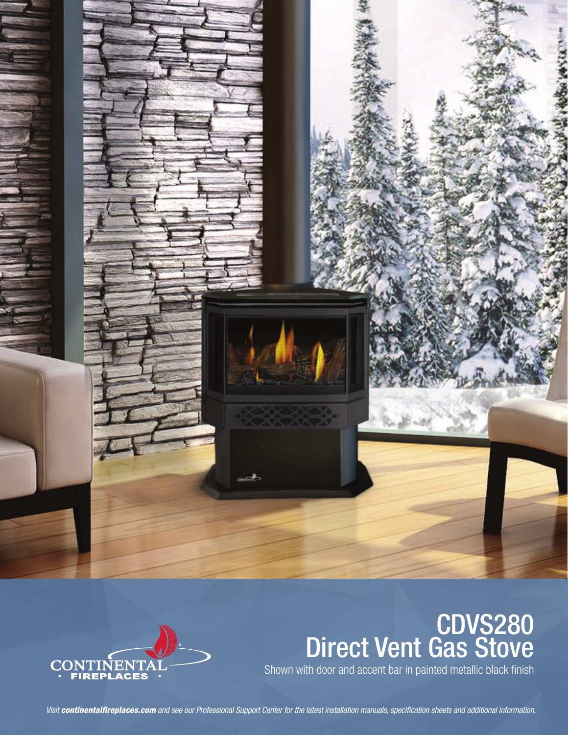# CDVS280 Direct Vent Gas Stove

Shown with door and accent bar in painted metallic black finish

CONTINENTAL FIREPLACES

*Visit **continentalfireplaces.com** and see our Professional Support Center for the latest installation manuals, specification sheets and additional information.*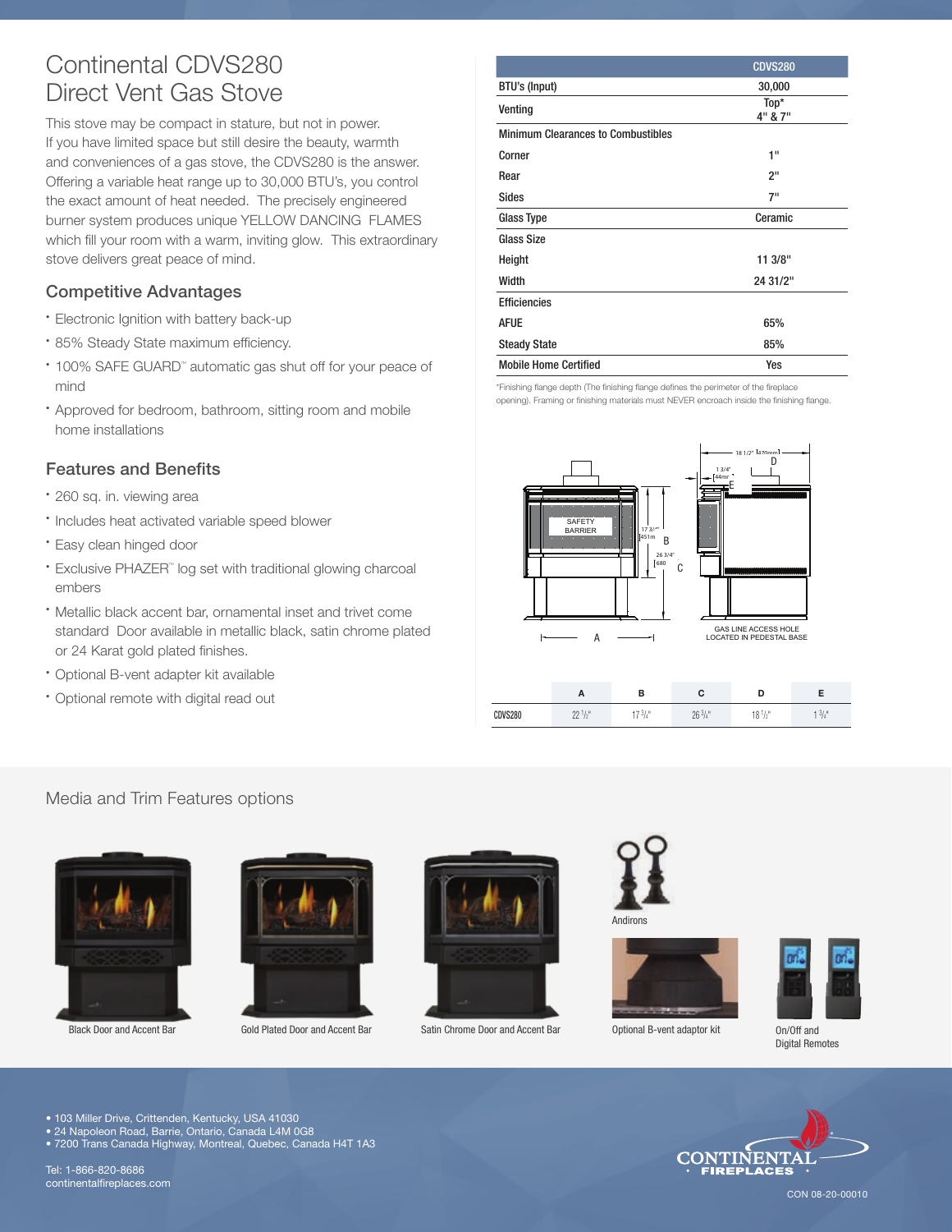# Continental CDVS280 Direct Vent Gas Stove

This stove may be compact in stature, but not in power. If you have limited space but still desire the beauty, warmth and conveniences of a gas stove, the CDVS280 is the answer. Offering a variable heat range up to 30,000 BTU's, you control the exact amount of heat needed. The precisely engineered burner system produces unique YELLOW DANCING FLAMES which fill your room with a warm, inviting glow. This extraordinary stove delivers great peace of mind.

## Competitive Advantages

- Electronic Ignition with battery back-up
- 85% Steady State maximum efficiency.
- 100% SAFE GUARD™ automatic gas shut off for your peace of mind
- Approved for bedroom, bathroom, sitting room and mobile home installations

## Features and Benefits

- 260 sq. in. viewing area
- Includes heat activated variable speed blower
- Easy clean hinged door
- Exclusive PHAZER™ log set with traditional glowing charcoal embers
- Metallic black accent bar, ornamental inset and trivet come standard Door available in metallic black, satin chrome plated or 24 Karat gold plated finishes.
- Optional B-vent adapter kit available
- Optional remote with digital read out

| | CDVS280 |
|---|---|
| BTU's (Input) | 30,000 |
| Venting | Top* 4" & 7" |
| Minimum Clearances to Combustibles | |
| Corner | 1" |
| Rear | 2" |
| Sides | 7" |
| Glass Type | Ceramic |
| Glass Size | |
| Height | 11 3/8" |
| Width | 24 31/2" |
| Efficiencies | |
| AFUE | 65% |
| Steady State | 85% |
| Mobile Home Certified | Yes |

*Finishing flange depth (The finishing flange defines the perimeter of the fireplace opening). Framing or finishing materials must NEVER encroach inside the finishing flange.

SAFETY BARRIER
17 3/4" [451mm] B
26 3/4" [680] C
A
18 1/2" [470mm] D
1 3/4" [44mm] E
GAS LINE ACCESS HOLE LOCATED IN PEDESTAL BASE

| | A | B | C | D | E |
|---|---|---|---|---|---|
| CDVS280 | 22 1/2" | 17 3/4" | 26 3/4" | 18 1/2" | 1 3/4" |

## Media and Trim Features options

Black Door and Accent Bar

Gold Plated Door and Accent Bar

Satin Chrome Door and Accent Bar

Andirons

Optional B-vent adaptor kit

On/Off and Digital Remotes

- 103 Miller Drive, Crittenden, Kentucky, USA 41030
- 24 Napoleon Road, Barrie, Ontario, Canada L4M 0G8
- 7200 Trans Canada Highway, Montreal, Quebec, Canada H4T 1A3

Tel: 1-866-820-8686
continentalfireplaces.com

CONTINENTAL FIREPLACES

CON 08-20-00010